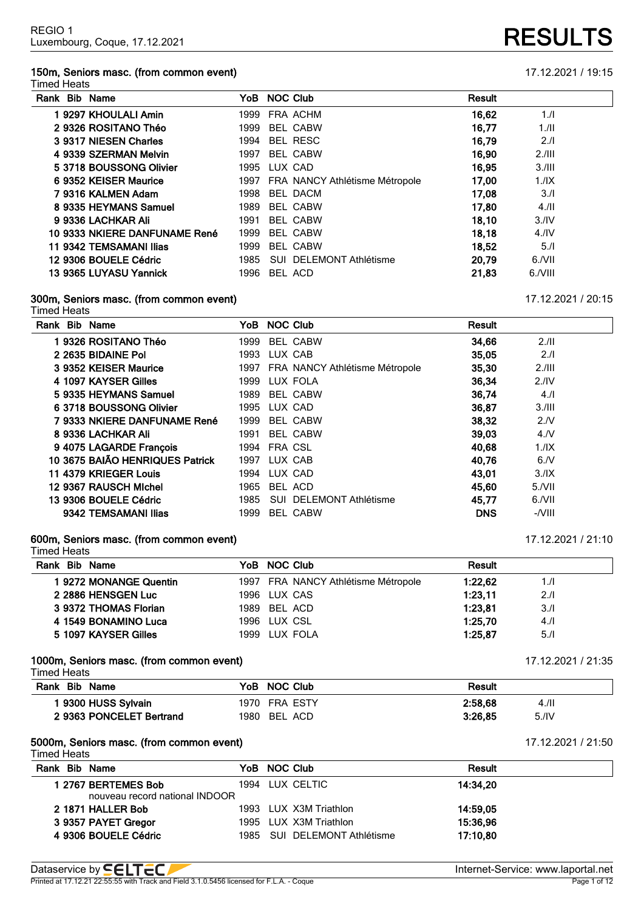REGIO 1
Luxembourg, Coque, 17.12.2021

# RESULTS

## 150m, Seniors masc. (from common event)

17.12.2021 / 19:15

Timed Heats

| Rank | Bib | Name | YoB | NOC | Club | Result | |
|---|---|---|---|---|---|---|---|
| 1 | 9297 | KHOULALI Amin | 1999 | FRA | ACHM | 16,62 | 1./I |
| 2 | 9326 | ROSITANO Théo | 1999 | BEL | CABW | 16,77 | 1./II |
| 3 | 9317 | NIESEN Charles | 1994 | BEL | RESC | 16,79 | 2./I |
| 4 | 9339 | SZERMAN Melvin | 1997 | BEL | CABW | 16,90 | 2./III |
| 5 | 3718 | BOUSSONG Olivier | 1995 | LUX | CAD | 16,95 | 3./III |
| 6 | 9352 | KEISER Maurice | 1997 | FRA | NANCY Athlétisme Métropole | 17,00 | 1./IX |
| 7 | 9316 | KALMEN Adam | 1998 | BEL | DACM | 17,08 | 3./I |
| 8 | 9335 | HEYMANS Samuel | 1989 | BEL | CABW | 17,80 | 4./II |
| 9 | 9336 | LACHKAR Ali | 1991 | BEL | CABW | 18,10 | 3./IV |
| 10 | 9333 | NKIERE DANFUNAME René | 1999 | BEL | CABW | 18,18 | 4./IV |
| 11 | 9342 | TEMSAMANI Ilias | 1999 | BEL | CABW | 18,52 | 5./I |
| 12 | 9306 | BOUELE Cédric | 1985 | SUI | DELEMONT Athlétisme | 20,79 | 6./VII |
| 13 | 9365 | LUYASU Yannick | 1996 | BEL | ACD | 21,83 | 6./VIII |

## 300m, Seniors masc. (from common event)

17.12.2021 / 20:15

Timed Heats

| Rank | Bib | Name | YoB | NOC | Club | Result | |
|---|---|---|---|---|---|---|---|
| 1 | 9326 | ROSITANO Théo | 1999 | BEL | CABW | 34,66 | 2./II |
| 2 | 2635 | BIDAINE Pol | 1993 | LUX | CAB | 35,05 | 2./I |
| 3 | 9352 | KEISER Maurice | 1997 | FRA | NANCY Athlétisme Métropole | 35,30 | 2./III |
| 4 | 1097 | KAYSER Gilles | 1999 | LUX | FOLA | 36,34 | 2./IV |
| 5 | 9335 | HEYMANS Samuel | 1989 | BEL | CABW | 36,74 | 4./I |
| 6 | 3718 | BOUSSONG Olivier | 1995 | LUX | CAD | 36,87 | 3./III |
| 7 | 9333 | NKIERE DANFUNAME René | 1999 | BEL | CABW | 38,32 | 2./V |
| 8 | 9336 | LACHKAR Ali | 1991 | BEL | CABW | 39,03 | 4./V |
| 9 | 4075 | LAGARDE François | 1994 | FRA | CSL | 40,68 | 1./IX |
| 10 | 3675 | BAIÃO HENRIQUES Patrick | 1997 | LUX | CAB | 40,76 | 6./V |
| 11 | 4379 | KRIEGER Louis | 1994 | LUX | CAD | 43,01 | 3./IX |
| 12 | 9367 | RAUSCH MIchel | 1965 | BEL | ACD | 45,60 | 5./VII |
| 13 | 9306 | BOUELE Cédric | 1985 | SUI | DELEMONT Athlétisme | 45,77 | 6./VII |
| | 9342 | TEMSAMANI Ilias | 1999 | BEL | CABW | DNS | -/VIII |

## 600m, Seniors masc. (from common event)

17.12.2021 / 21:10

Timed Heats

| Rank | Bib | Name | YoB | NOC | Club | Result | |
|---|---|---|---|---|---|---|---|
| 1 | 9272 | MONANGE Quentin | 1997 | FRA | NANCY Athlétisme Métropole | 1:22,62 | 1./I |
| 2 | 2886 | HENSGEN Luc | 1996 | LUX | CAS | 1:23,11 | 2./I |
| 3 | 9372 | THOMAS Florian | 1989 | BEL | ACD | 1:23,81 | 3./I |
| 4 | 1549 | BONAMINO Luca | 1996 | LUX | CSL | 1:25,70 | 4./I |
| 5 | 1097 | KAYSER Gilles | 1999 | LUX | FOLA | 1:25,87 | 5./I |

## 1000m, Seniors masc. (from common event)

17.12.2021 / 21:35

Timed Heats

| Rank | Bib | Name | YoB | NOC | Club | Result | |
|---|---|---|---|---|---|---|---|
| 1 | 9300 | HUSS Sylvain | 1970 | FRA | ESTY | 2:58,68 | 4./II |
| 2 | 9363 | PONCELET Bertrand | 1980 | BEL | ACD | 3:26,85 | 5./IV |

## 5000m, Seniors masc. (from common event)

17.12.2021 / 21:50

Timed Heats

| Rank | Bib | Name | YoB | NOC | Club | Result |
|---|---|---|---|---|---|---|
| 1 | 2767 | BERTEMES Bob<br>nouveau record national INDOOR | 1994 | LUX | CELTIC | 14:34,20 |
| 2 | 1871 | HALLER Bob | 1993 | LUX | X3M Triathlon | 14:59,05 |
| 3 | 9357 | PAYET Gregor | 1995 | LUX | X3M Triathlon | 15:36,96 |
| 4 | 9306 | BOUELE Cédric | 1985 | SUI | DELEMONT Athlétisme | 17:10,80 |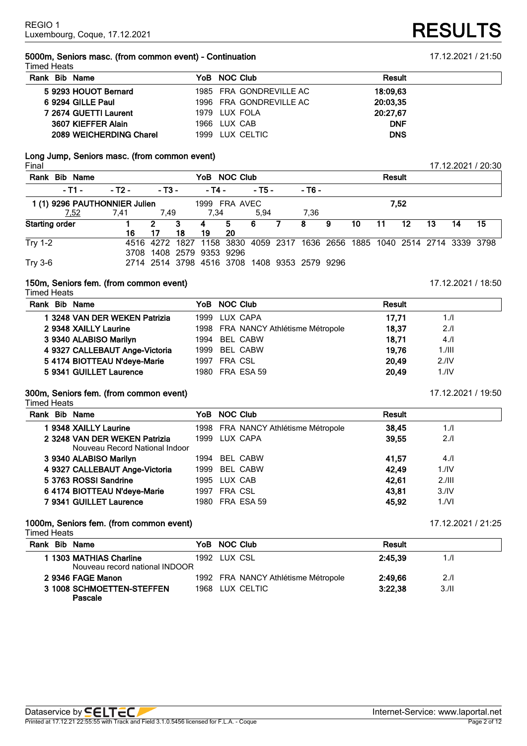REGIO 1
Luxembourg, Coque, 17.12.2021

# RESULTS

## 5000m, Seniors masc. (from common event) - Continuation

17.12.2021 / 21:50

Timed Heats

| Rank | Bib | Name | YoB | NOC | Club | Result |
|---|---|---|---|---|---|---|
| 5 | 9293 | HOUOT Bernard | 1985 | FRA | GONDREVILLE AC | 18:09,63 |
| 6 | 9294 | GILLE Paul | 1996 | FRA | GONDREVILLE AC | 20:03,35 |
| 7 | 2674 | GUETTI Laurent | 1979 | LUX | FOLA | 20:27,67 |
| | 3607 | KIEFFER Alain | 1966 | LUX | CAB | DNF |
| | 2089 | WEICHERDING Charel | 1999 | LUX | CELTIC | DNS |

## Long Jump, Seniors masc. (from common event)

Final

17.12.2021 / 20:30

| Rank | Bib | Name | YoB | NOC | Club | Result |
|---|---|---|---|---|---|---|
| 1 (1) | 9296 | PAUTHONNIER Julien | 1999 | FRA | AVEC | 7,52 |

| - T1 - | - T2 - | - T3 - | - T4 - | - T5 - | - T6 - |
|---|---|---|---|---|---|
| 7,52 | 7,41 | 7,49 | 7,34 | 5,94 | 7,36 |

| Starting order | 1 | 2 | 3 | 4 | 5 | 6 | 7 | 8 | 9 | 10 | 11 | 12 | 13 | 14 | 15 |
|---|---|---|---|---|---|---|---|---|---|---|---|---|---|---|---|
| | 16 | 17 | 18 | 19 | 20 | | | | | | | | | | |
| Try 1-2 | 4516 | 4272 | 1827 | 1158 | 3830 | 4059 | 2317 | 1636 | 2656 | 1885 | 1040 | 2514 | 2714 | 3339 | 3798 |
| | 3708 | 1408 | 2579 | 9353 | 9296 | | | | | | | | | | |
| Try 3-6 | 2714 | 2514 | 3798 | 4516 | 3708 | 1408 | 9353 | 2579 | 9296 | | | | | | |

## 150m, Seniors fem. (from common event)

17.12.2021 / 18:50

Timed Heats

| Rank | Bib | Name | YoB | NOC | Club | Result | |
|---|---|---|---|---|---|---|---|
| 1 | 3248 | VAN DER WEKEN Patrizia | 1999 | LUX | CAPA | 17,71 | 1./I |
| 2 | 9348 | XAILLY Laurine | 1998 | FRA | NANCY Athlétisme Métropole | 18,37 | 2./I |
| 3 | 9340 | ALABISO Marilyn | 1994 | BEL | CABW | 18,71 | 4./I |
| 4 | 9327 | CALLEBAUT Ange-Victoria | 1999 | BEL | CABW | 19,76 | 1./III |
| 5 | 4174 | BIOTTEAU N'deye-Marie | 1997 | FRA | CSL | 20,49 | 2./IV |
| 5 | 9341 | GUILLET Laurence | 1980 | FRA | ESA 59 | 20,49 | 1./IV |

## 300m, Seniors fem. (from common event)

17.12.2021 / 19:50

Timed Heats

| Rank | Bib | Name | YoB | NOC | Club | Result | |
|---|---|---|---|---|---|---|---|
| 1 | 9348 | XAILLY Laurine | 1998 | FRA | NANCY Athlétisme Métropole | 38,45 | 1./I |
| 2 | 3248 | VAN DER WEKEN Patrizia<br>Nouveau Record National Indoor | 1999 | LUX | CAPA | 39,55 | 2./I |
| 3 | 9340 | ALABISO Marilyn | 1994 | BEL | CABW | 41,57 | 4./I |
| 4 | 9327 | CALLEBAUT Ange-Victoria | 1999 | BEL | CABW | 42,49 | 1./IV |
| 5 | 3763 | ROSSI Sandrine | 1995 | LUX | CAB | 42,61 | 2./III |
| 6 | 4174 | BIOTTEAU N'deye-Marie | 1997 | FRA | CSL | 43,81 | 3./IV |
| 7 | 9341 | GUILLET Laurence | 1980 | FRA | ESA 59 | 45,92 | 1./VI |

## 1000m, Seniors fem. (from common event)

17.12.2021 / 21:25

Timed Heats

| Rank | Bib | Name | YoB | NOC | Club | Result | |
|---|---|---|---|---|---|---|---|
| 1 | 1303 | MATHIAS Charline<br>Nouveau record national INDOOR | 1992 | LUX | CSL | 2:45,39 | 1./I |
| 2 | 9346 | FAGE Manon | 1992 | FRA | NANCY Athlétisme Métropole | 2:49,66 | 2./I |
| 3 | 1008 | SCHMOETTEN-STEFFEN Pascale | 1968 | LUX | CELTIC | 3:22,38 | 3./II |

Dataservice by SELTEC — Internet-Service: www.laportal.net
Printed at 17.12.21 22:55:55 with Track and Field 3.1.0.5456 licensed for F.L.A. - Coque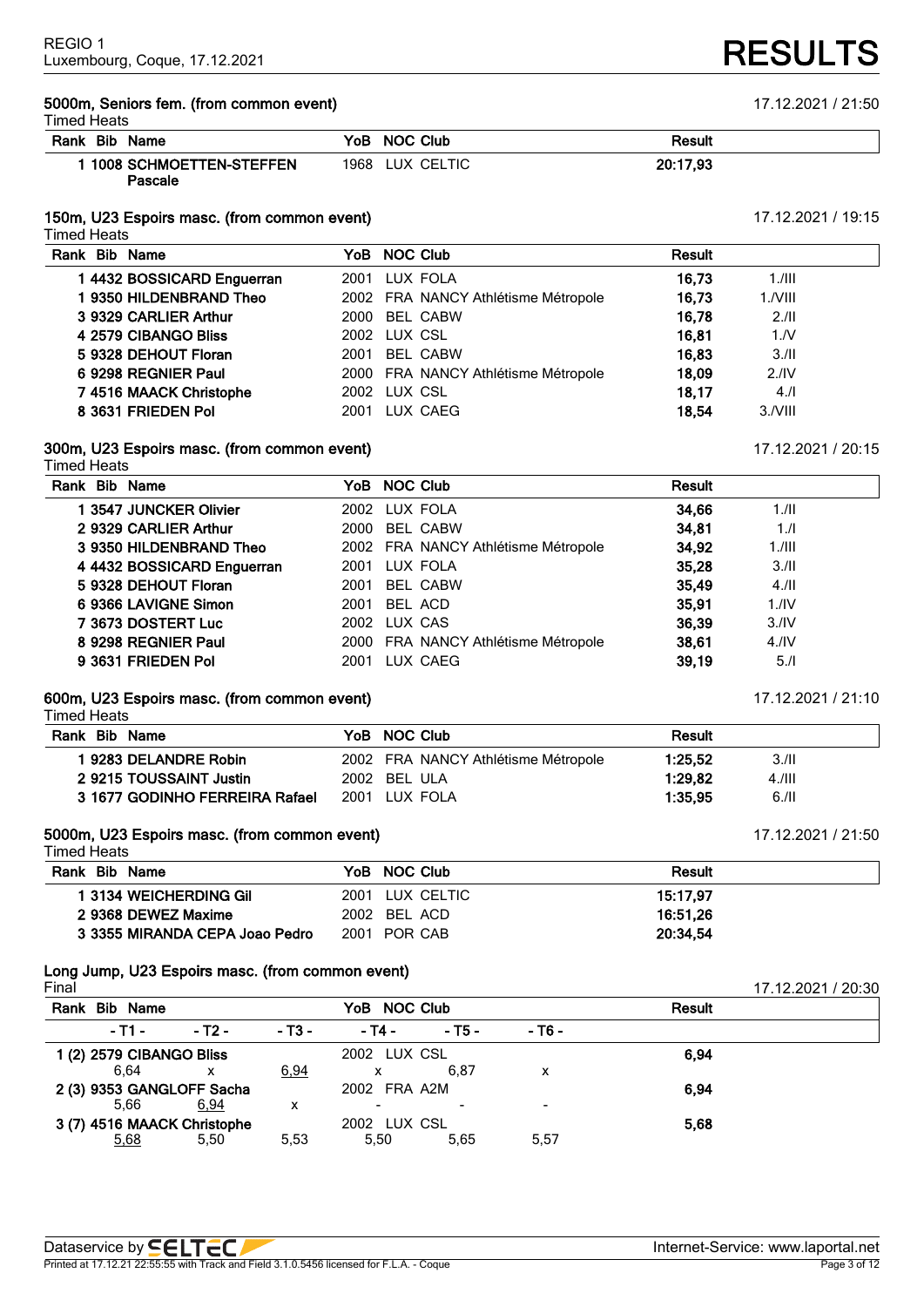REGIO 1
Luxembourg, Coque, 17.12.2021

# RESULTS

## 5000m, Seniors fem. (from common event)

17.12.2021 / 21:50

Timed Heats

| Rank | Bib | Name | YoB | NOC | Club | Result |
|---|---|---|---|---|---|---|
| 1 | 1008 | SCHMOETTEN-STEFFEN Pascale | 1968 | LUX | CELTIC | 20:17,93 |

## 150m, U23 Espoirs masc. (from common event)

17.12.2021 / 19:15

Timed Heats

| Rank | Bib | Name | YoB | NOC | Club | Result | |
|---|---|---|---|---|---|---|---|
| 1 | 4432 | BOSSICARD Enguerran | 2001 | LUX | FOLA | 16,73 | 1./III |
| 1 | 9350 | HILDENBRAND Theo | 2002 | FRA | NANCY Athlétisme Métropole | 16,73 | 1./VIII |
| 3 | 9329 | CARLIER Arthur | 2000 | BEL | CABW | 16,78 | 2./II |
| 4 | 2579 | CIBANGO Bliss | 2002 | LUX | CSL | 16,81 | 1./V |
| 5 | 9328 | DEHOUT Floran | 2001 | BEL | CABW | 16,83 | 3./II |
| 6 | 9298 | REGNIER Paul | 2000 | FRA | NANCY Athlétisme Métropole | 18,09 | 2./IV |
| 7 | 4516 | MAACK Christophe | 2002 | LUX | CSL | 18,17 | 4./I |
| 8 | 3631 | FRIEDEN Pol | 2001 | LUX | CAEG | 18,54 | 3./VIII |

## 300m, U23 Espoirs masc. (from common event)

17.12.2021 / 20:15

Timed Heats

| Rank | Bib | Name | YoB | NOC | Club | Result | |
|---|---|---|---|---|---|---|---|
| 1 | 3547 | JUNCKER Olivier | 2002 | LUX | FOLA | 34,66 | 1./II |
| 2 | 9329 | CARLIER Arthur | 2000 | BEL | CABW | 34,81 | 1./I |
| 3 | 9350 | HILDENBRAND Theo | 2002 | FRA | NANCY Athlétisme Métropole | 34,92 | 1./III |
| 4 | 4432 | BOSSICARD Enguerran | 2001 | LUX | FOLA | 35,28 | 3./II |
| 5 | 9328 | DEHOUT Floran | 2001 | BEL | CABW | 35,49 | 4./II |
| 6 | 9366 | LAVIGNE Simon | 2001 | BEL | ACD | 35,91 | 1./IV |
| 7 | 3673 | DOSTERT Luc | 2002 | LUX | CAS | 36,39 | 3./IV |
| 8 | 9298 | REGNIER Paul | 2000 | FRA | NANCY Athlétisme Métropole | 38,61 | 4./IV |
| 9 | 3631 | FRIEDEN Pol | 2001 | LUX | CAEG | 39,19 | 5./I |

## 600m, U23 Espoirs masc. (from common event)

17.12.2021 / 21:10

Timed Heats

| Rank | Bib | Name | YoB | NOC | Club | Result | |
|---|---|---|---|---|---|---|---|
| 1 | 9283 | DELANDRE Robin | 2002 | FRA | NANCY Athlétisme Métropole | 1:25,52 | 3./II |
| 2 | 9215 | TOUSSAINT Justin | 2002 | BEL | ULA | 1:29,82 | 4./III |
| 3 | 1677 | GODINHO FERREIRA Rafael | 2001 | LUX | FOLA | 1:35,95 | 6./II |

## 5000m, U23 Espoirs masc. (from common event)

17.12.2021 / 21:50

Timed Heats

| Rank | Bib | Name | YoB | NOC | Club | Result |
|---|---|---|---|---|---|---|
| 1 | 3134 | WEICHERDING Gil | 2001 | LUX | CELTIC | 15:17,97 |
| 2 | 9368 | DEWEZ Maxime | 2002 | BEL | ACD | 16:51,26 |
| 3 | 3355 | MIRANDA CEPA Joao Pedro | 2001 | POR | CAB | 20:34,54 |

## Long Jump, U23 Espoirs masc. (from common event)

17.12.2021 / 20:30

Final

| Rank | Bib | Name | YoB | NOC | Club | - T1 - | - T2 - | - T3 - | - T4 - | - T5 - | - T6 - | Result |
|---|---|---|---|---|---|---|---|---|---|---|---|---|
| 1 (2) | 2579 | CIBANGO Bliss | 2002 | LUX | CSL | 6,64 | x | 6,94 | x | 6,87 | x | 6,94 |
| 2 (3) | 9353 | GANGLOFF Sacha | 2002 | FRA | A2M | 5,66 | 6,94 | x | - | - | - | 6,94 |
| 3 (7) | 4516 | MAACK Christophe | 2002 | LUX | CSL | 5,68 | 5,50 | 5,53 | 5,50 | 5,65 | 5,57 | 5,68 |

Dataservice by SELTEC — Internet-Service: www.laportal.net

Printed at 17.12.21 22:55:55 with Track and Field 3.1.0.5456 licensed for F.L.A. - Coque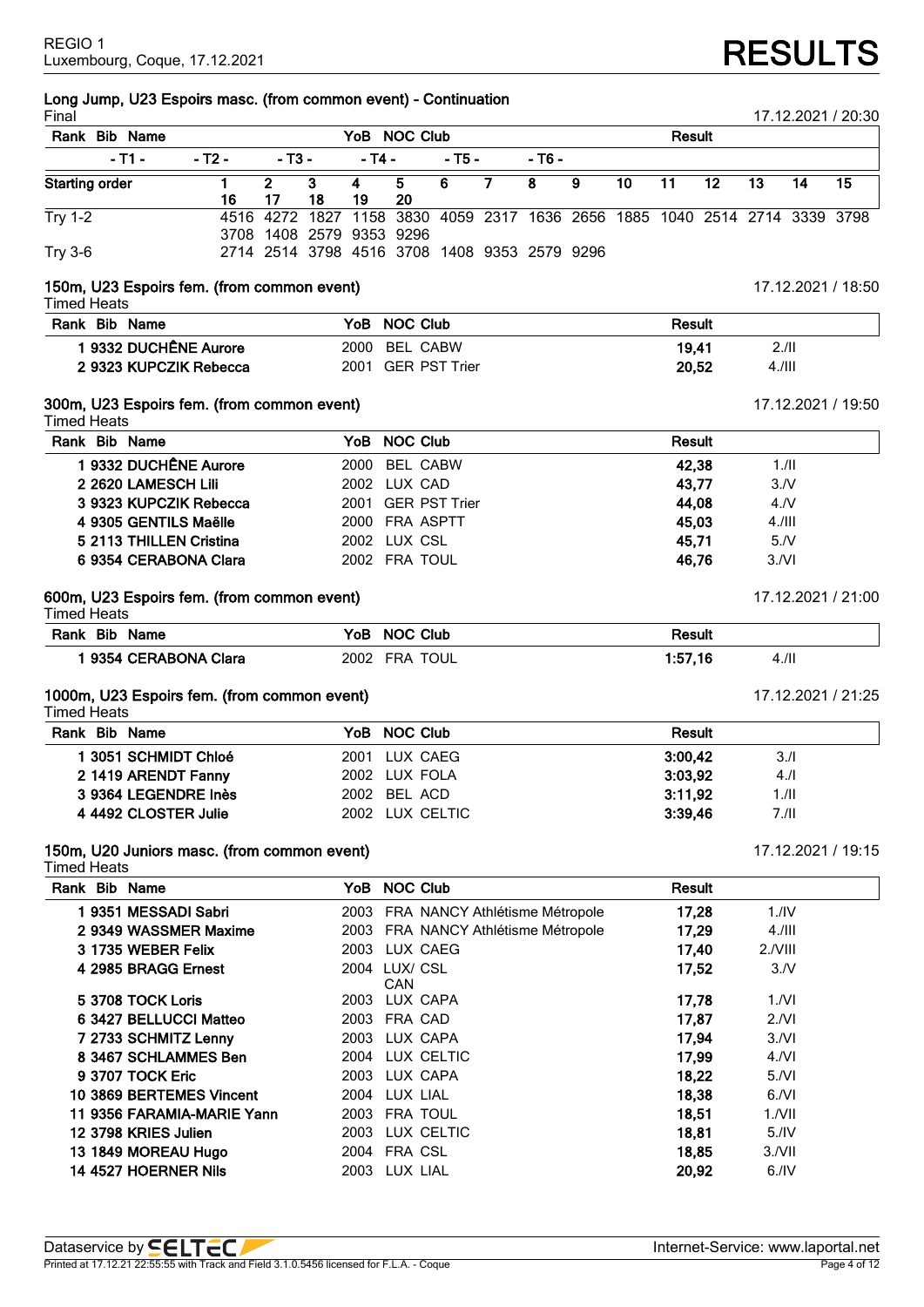REGIO 1
Luxembourg, Coque, 17.12.2021

# RESULTS

## Long Jump, U23 Espoirs masc. (from common event) - Continuation

Final — 17.12.2021 / 20:30

| Rank Bib Name | | | | YoB NOC Club | | | | | | | Result | | | |
|---|---|---|---|---|---|---|---|---|---|---|---|---|---|---|
| - T1 - | - T2 - | - T3 - | - T4 - | - T5 - | - T6 - | | | | | | | | | |

| Starting order | 1 | 2 | 3 | 4 | 5 | 6 | 7 | 8 | 9 | 10 | 11 | 12 | 13 | 14 | 15 |
|---|---|---|---|---|---|---|---|---|---|---|---|---|---|---|---|
| | 16 | 17 | 18 | 19 | 20 | | | | | | | | | | |
| Try 1-2 | 4516 | 4272 | 1827 | 1158 | 3830 | 4059 | 2317 | 1636 | 2656 | 1885 | 1040 | 2514 | 2714 | 3339 | 3798 |
| | 3708 | 1408 | 2579 | 9353 | 9296 | | | | | | | | | | |
| Try 3-6 | 2714 | 2514 | 3798 | 4516 | 3708 | 1408 | 9353 | 2579 | 9296 | | | | | | |

## 150m, U23 Espoirs fem. (from common event)

Timed Heats — 17.12.2021 / 18:50

| Rank | Bib | Name | YoB | NOC | Club | Result | |
|---|---|---|---|---|---|---|---|
| 1 | 9332 | DUCHÊNE Aurore | 2000 | BEL | CABW | 19,41 | 2./II |
| 2 | 9323 | KUPCZIK Rebecca | 2001 | GER | PST Trier | 20,52 | 4./III |

## 300m, U23 Espoirs fem. (from common event)

Timed Heats — 17.12.2021 / 19:50

| Rank | Bib | Name | YoB | NOC | Club | Result | |
|---|---|---|---|---|---|---|---|
| 1 | 9332 | DUCHÊNE Aurore | 2000 | BEL | CABW | 42,38 | 1./II |
| 2 | 2620 | LAMESCH Lili | 2002 | LUX | CAD | 43,77 | 3./V |
| 3 | 9323 | KUPCZIK Rebecca | 2001 | GER | PST Trier | 44,08 | 4./V |
| 4 | 9305 | GENTILS Maëlle | 2000 | FRA | ASPTT | 45,03 | 4./III |
| 5 | 2113 | THILLEN Cristina | 2002 | LUX | CSL | 45,71 | 5./V |
| 6 | 9354 | CERABONA Clara | 2002 | FRA | TOUL | 46,76 | 3./VI |

## 600m, U23 Espoirs fem. (from common event)

Timed Heats — 17.12.2021 / 21:00

| Rank | Bib | Name | YoB | NOC | Club | Result | |
|---|---|---|---|---|---|---|---|
| 1 | 9354 | CERABONA Clara | 2002 | FRA | TOUL | 1:57,16 | 4./II |

## 1000m, U23 Espoirs fem. (from common event)

Timed Heats — 17.12.2021 / 21:25

| Rank | Bib | Name | YoB | NOC | Club | Result | |
|---|---|---|---|---|---|---|---|
| 1 | 3051 | SCHMIDT Chloé | 2001 | LUX | CAEG | 3:00,42 | 3./I |
| 2 | 1419 | ARENDT Fanny | 2002 | LUX | FOLA | 3:03,92 | 4./I |
| 3 | 9364 | LEGENDRE Inès | 2002 | BEL | ACD | 3:11,92 | 1./II |
| 4 | 4492 | CLOSTER Julie | 2002 | LUX | CELTIC | 3:39,46 | 7./II |

## 150m, U20 Juniors masc. (from common event)

Timed Heats — 17.12.2021 / 19:15

| Rank | Bib | Name | YoB | NOC | Club | Result | |
|---|---|---|---|---|---|---|---|
| 1 | 9351 | MESSADI Sabri | 2003 | FRA | NANCY Athlétisme Métropole | 17,28 | 1./IV |
| 2 | 9349 | WASSMER Maxime | 2003 | FRA | NANCY Athlétisme Métropole | 17,29 | 4./III |
| 3 | 1735 | WEBER Felix | 2003 | LUX | CAEG | 17,40 | 2./VIII |
| 4 | 2985 | BRAGG Ernest | 2004 | LUX/ CAN | CSL | 17,52 | 3./V |
| 5 | 3708 | TOCK Loris | 2003 | LUX | CAPA | 17,78 | 1./VI |
| 6 | 3427 | BELLUCCI Matteo | 2003 | FRA | CAD | 17,87 | 2./VI |
| 7 | 2733 | SCHMITZ Lenny | 2003 | LUX | CAPA | 17,94 | 3./VI |
| 8 | 3467 | SCHLAMMES Ben | 2004 | LUX | CELTIC | 17,99 | 4./VI |
| 9 | 3707 | TOCK Eric | 2003 | LUX | CAPA | 18,22 | 5./VI |
| 10 | 3869 | BERTEMES Vincent | 2004 | LUX | LIAL | 18,38 | 6./VI |
| 11 | 9356 | FARAMIA-MARIE Yann | 2003 | FRA | TOUL | 18,51 | 1./VII |
| 12 | 3798 | KRIES Julien | 2003 | LUX | CELTIC | 18,81 | 5./IV |
| 13 | 1849 | MOREAU Hugo | 2004 | FRA | CSL | 18,85 | 3./VII |
| 14 | 4527 | HOERNER Nils | 2003 | LUX | LIAL | 20,92 | 6./IV |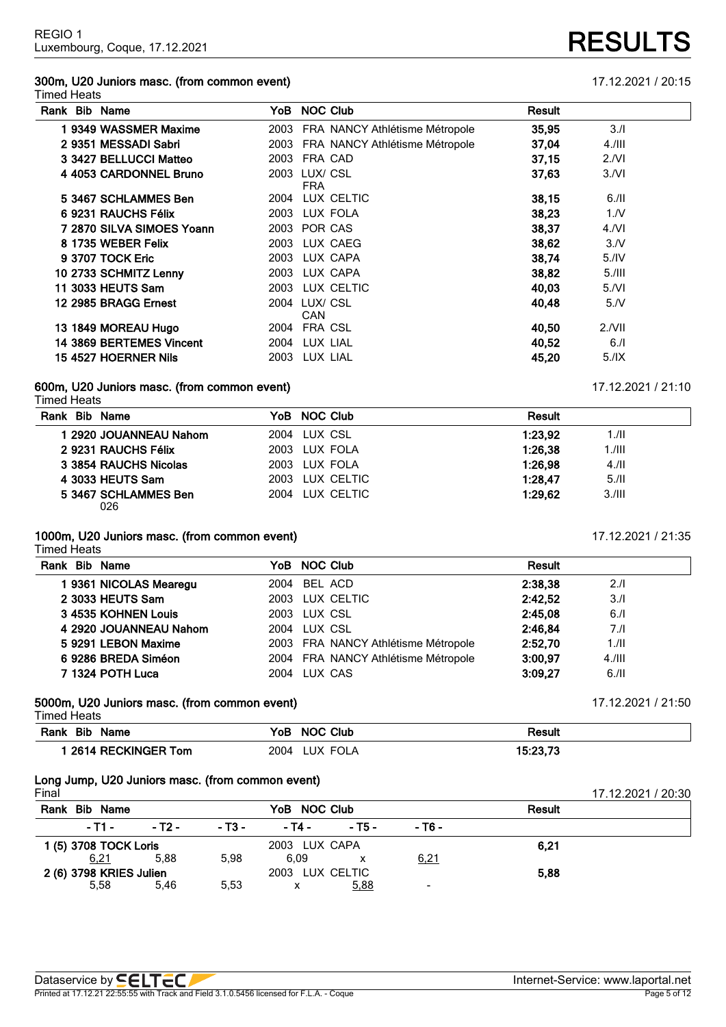REGIO 1
Luxembourg, Coque, 17.12.2021

# RESULTS

## 300m, U20 Juniors masc. (from common event)

17.12.2021 / 20:15

Timed Heats

| Rank | Bib | Name | YoB | NOC | Club | Result | |
|---|---|---|---|---|---|---|---|
| 1 | 9349 | WASSMER Maxime | 2003 | FRA | NANCY Athlétisme Métropole | 35,95 | 3./I |
| 2 | 9351 | MESSADI Sabri | 2003 | FRA | NANCY Athlétisme Métropole | 37,04 | 4./III |
| 3 | 3427 | BELLUCCI Matteo | 2003 | FRA | CAD | 37,15 | 2./VI |
| 4 | 4053 | CARDONNEL Bruno | 2003 | LUX/ FRA | CSL | 37,63 | 3./VI |
| 5 | 3467 | SCHLAMMES Ben | 2004 | LUX | CELTIC | 38,15 | 6./II |
| 6 | 9231 | RAUCHS Félix | 2003 | LUX | FOLA | 38,23 | 1./V |
| 7 | 2870 | SILVA SIMOES Yoann | 2003 | POR | CAS | 38,37 | 4./VI |
| 8 | 1735 | WEBER Felix | 2003 | LUX | CAEG | 38,62 | 3./V |
| 9 | 3707 | TOCK Eric | 2003 | LUX | CAPA | 38,74 | 5./IV |
| 10 | 2733 | SCHMITZ Lenny | 2003 | LUX | CAPA | 38,82 | 5./III |
| 11 | 3033 | HEUTS Sam | 2003 | LUX | CELTIC | 40,03 | 5./VI |
| 12 | 2985 | BRAGG Ernest | 2004 | LUX/ CAN | CSL | 40,48 | 5./V |
| 13 | 1849 | MOREAU Hugo | 2004 | FRA | CSL | 40,50 | 2./VII |
| 14 | 3869 | BERTEMES Vincent | 2004 | LUX | LIAL | 40,52 | 6./I |
| 15 | 4527 | HOERNER Nils | 2003 | LUX | LIAL | 45,20 | 5./IX |

## 600m, U20 Juniors masc. (from common event)

17.12.2021 / 21:10

Timed Heats

| Rank | Bib | Name | YoB | NOC | Club | Result | |
|---|---|---|---|---|---|---|---|
| 1 | 2920 | JOUANNEAU Nahom | 2004 | LUX | CSL | 1:23,92 | 1./II |
| 2 | 9231 | RAUCHS Félix | 2003 | LUX | FOLA | 1:26,38 | 1./III |
| 3 | 3854 | RAUCHS Nicolas | 2003 | LUX | FOLA | 1:26,98 | 4./II |
| 4 | 3033 | HEUTS Sam | 2003 | LUX | CELTIC | 1:28,47 | 5./II |
| 5 | 3467 | SCHLAMMES Ben 026 | 2004 | LUX | CELTIC | 1:29,62 | 3./III |

## 1000m, U20 Juniors masc. (from common event)

17.12.2021 / 21:35

Timed Heats

| Rank | Bib | Name | YoB | NOC | Club | Result | |
|---|---|---|---|---|---|---|---|
| 1 | 9361 | NICOLAS Mearegu | 2004 | BEL | ACD | 2:38,38 | 2./I |
| 2 | 3033 | HEUTS Sam | 2003 | LUX | CELTIC | 2:42,52 | 3./I |
| 3 | 4535 | KOHNEN Louis | 2003 | LUX | CSL | 2:45,08 | 6./I |
| 4 | 2920 | JOUANNEAU Nahom | 2004 | LUX | CSL | 2:46,84 | 7./I |
| 5 | 9291 | LEBON Maxime | 2003 | FRA | NANCY Athlétisme Métropole | 2:52,70 | 1./II |
| 6 | 9286 | BREDA Siméon | 2004 | FRA | NANCY Athlétisme Métropole | 3:00,97 | 4./III |
| 7 | 1324 | POTH Luca | 2004 | LUX | CAS | 3:09,27 | 6./II |

## 5000m, U20 Juniors masc. (from common event)

17.12.2021 / 21:50

Timed Heats

| Rank | Bib | Name | YoB | NOC | Club | Result |
|---|---|---|---|---|---|---|
| 1 | 2614 | RECKINGER Tom | 2004 | LUX | FOLA | 15:23,73 |

## Long Jump, U20 Juniors masc. (from common event)

17.12.2021 / 20:30

Final

| Rank | Bib | Name | YoB | NOC | Club | Result |
|---|---|---|---|---|---|---|
| 1 | (5) 3708 | TOCK Loris | 2003 | LUX | CAPA | 6,21 |
| | | T1: 6,21 · T2: 5,88 · T3: 5,98 · T4: 6,09 · T5: x · T6: 6,21 | | | | |
| 2 | (6) 3798 | KRIES Julien | 2003 | LUX | CELTIC | 5,88 |
| | | T1: 5,58 · T2: 5,46 · T3: 5,53 · T4: x · T5: 5,88 · T6: - | | | | |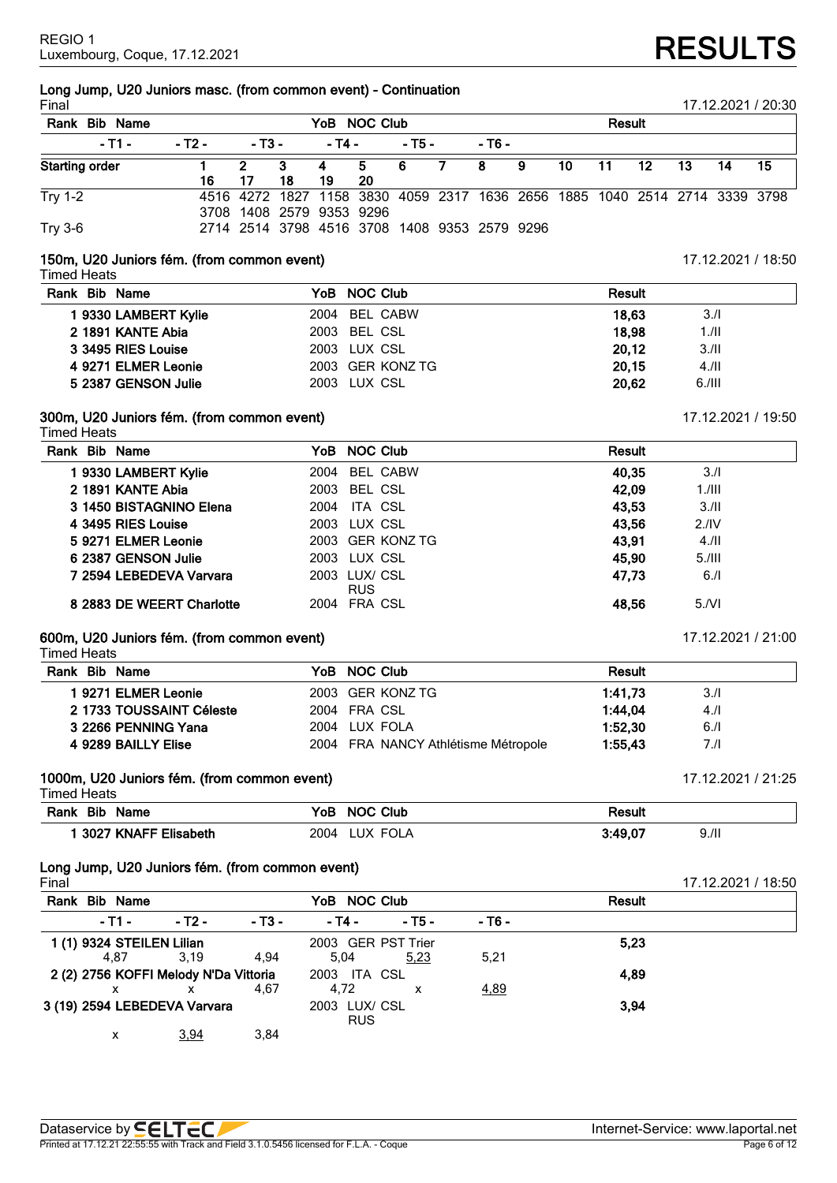REGIO 1
Luxembourg, Coque, 17.12.2021

# RESULTS

## Long Jump, U20 Juniors masc. (from common event) - Continuation

Final — 17.12.2021 / 20:30

| Starting order | 1 | 2 | 3 | 4 | 5 | 6 | 7 | 8 | 9 | 10 | 11 | 12 | 13 | 14 | 15 |
|---|---|---|---|---|---|---|---|---|---|---|---|---|---|---|---|
| | 16 | 17 | 18 | 19 | 20 | | | | | | | | | | |
| Try 1-2 | 4516 | 4272 | 1827 | 1158 | 3830 | 4059 | 2317 | 1636 | 2656 | 1885 | 1040 | 2514 | 2714 | 3339 | 3798 |
| | 3708 | 1408 | 2579 | 9353 | 9296 | | | | | | | | | | |
| Try 3-6 | 2714 | 2514 | 3798 | 4516 | 3708 | 1408 | 9353 | 2579 | 9296 | | | | | | |

## 150m, U20 Juniors fém. (from common event)

Timed Heats — 17.12.2021 / 18:50

| Rank | Bib | Name | YoB | NOC | Club | Result | |
|---|---|---|---|---|---|---|---|
| 1 | 9330 | LAMBERT Kylie | 2004 | BEL | CABW | 18,63 | 3./I |
| 2 | 1891 | KANTE Abia | 2003 | BEL | CSL | 18,98 | 1./II |
| 3 | 3495 | RIES Louise | 2003 | LUX | CSL | 20,12 | 3./II |
| 4 | 9271 | ELMER Leonie | 2003 | GER | KONZ TG | 20,15 | 4./II |
| 5 | 2387 | GENSON Julie | 2003 | LUX | CSL | 20,62 | 6./III |

## 300m, U20 Juniors fém. (from common event)

Timed Heats — 17.12.2021 / 19:50

| Rank | Bib | Name | YoB | NOC | Club | Result | |
|---|---|---|---|---|---|---|---|
| 1 | 9330 | LAMBERT Kylie | 2004 | BEL | CABW | 40,35 | 3./I |
| 2 | 1891 | KANTE Abia | 2003 | BEL | CSL | 42,09 | 1./III |
| 3 | 1450 | BISTAGNINO Elena | 2004 | ITA | CSL | 43,53 | 3./II |
| 4 | 3495 | RIES Louise | 2003 | LUX | CSL | 43,56 | 2./IV |
| 5 | 9271 | ELMER Leonie | 2003 | GER | KONZ TG | 43,91 | 4./II |
| 6 | 2387 | GENSON Julie | 2003 | LUX | CSL | 45,90 | 5./III |
| 7 | 2594 | LEBEDEVA Varvara | 2003 | LUX/ RUS | CSL | 47,73 | 6./I |
| 8 | 2883 | DE WEERT Charlotte | 2004 | FRA | CSL | 48,56 | 5./VI |

## 600m, U20 Juniors fém. (from common event)

Timed Heats — 17.12.2021 / 21:00

| Rank | Bib | Name | YoB | NOC | Club | Result | |
|---|---|---|---|---|---|---|---|
| 1 | 9271 | ELMER Leonie | 2003 | GER | KONZ TG | 1:41,73 | 3./I |
| 2 | 1733 | TOUSSAINT Céleste | 2004 | FRA | CSL | 1:44,04 | 4./I |
| 3 | 2266 | PENNING Yana | 2004 | LUX | FOLA | 1:52,30 | 6./I |
| 4 | 9289 | BAILLY Elise | 2004 | FRA | NANCY Athlétisme Métropole | 1:55,43 | 7./I |

## 1000m, U20 Juniors fém. (from common event)

Timed Heats — 17.12.2021 / 21:25

| Rank | Bib | Name | YoB | NOC | Club | Result | |
|---|---|---|---|---|---|---|---|
| 1 | 3027 | KNAFF Elisabeth | 2004 | LUX | FOLA | 3:49,07 | 9./II |

## Long Jump, U20 Juniors fém. (from common event)

Final — 17.12.2021 / 18:50

| Rank | Bib | Name | YoB | NOC | Club | Result |
|---|---|---|---|---|---|---|
| 1 (1) | 9324 | STEILEN Lilian | 2003 | GER | PST Trier | 5,23 |
| 2 (2) | 2756 | KOFFI Melody N'Da Vittoria | 2003 | ITA | CSL | 4,89 |
| 3 (19) | 2594 | LEBEDEVA Varvara | 2003 | LUX/ RUS | CSL | 3,94 |

| Rank | Name | T1 | T2 | T3 | T4 | T5 | T6 |
|---|---|---|---|---|---|---|---|
| 1 | STEILEN Lilian | 4,87 | 3,19 | 4,94 | 5,04 | 5,23 | 5,21 |
| 2 | KOFFI Melody N'Da Vittoria | x | x | 4,67 | 4,72 | x | 4,89 |
| 3 | LEBEDEVA Varvara | x | 3,94 | 3,84 | | | |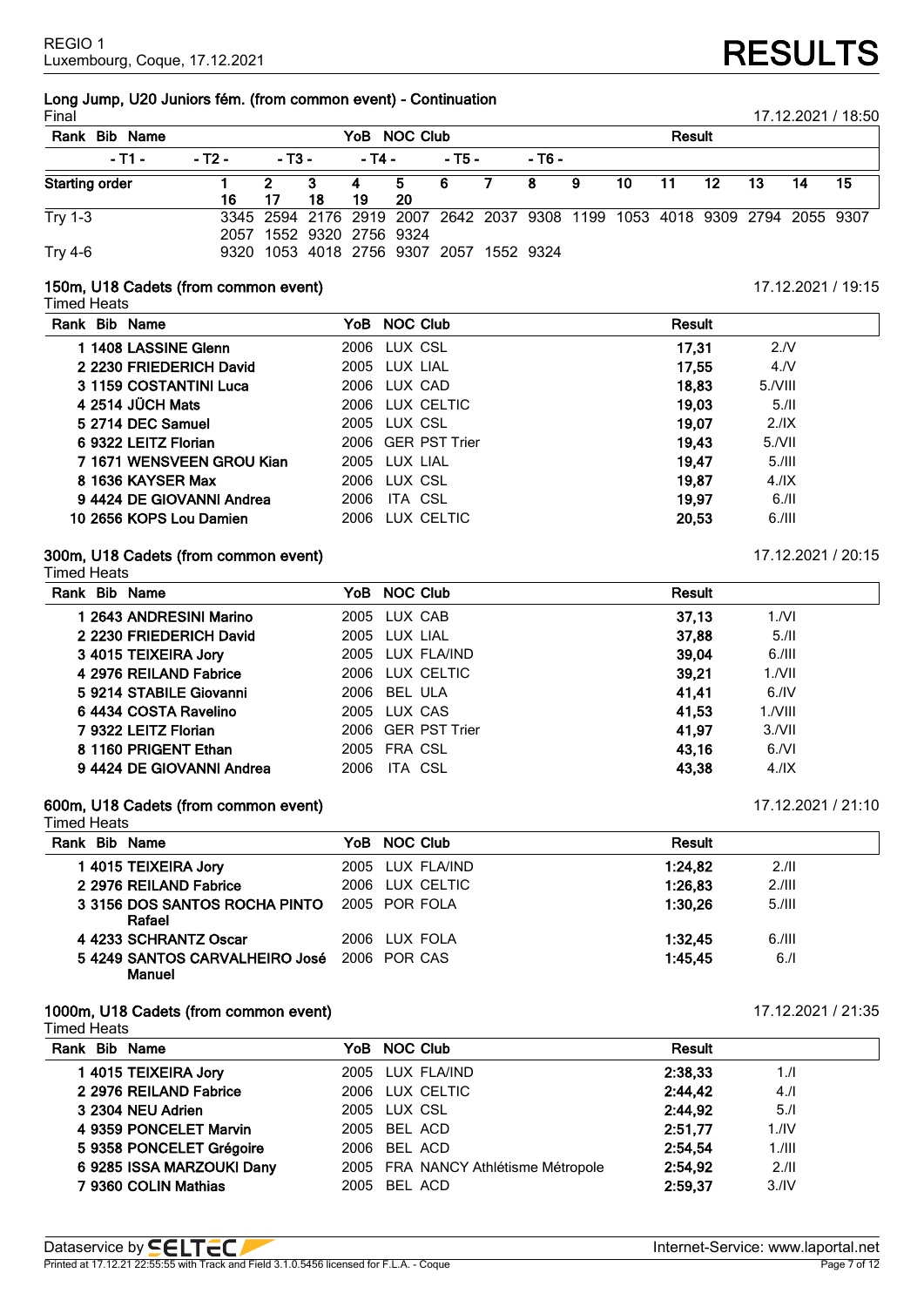REGIO 1
Luxembourg, Coque, 17.12.2021

# RESULTS

## Long Jump, U20 Juniors fém. (from common event) - Continuation

Final — 17.12.2021 / 18:50

| Rank | Bib | Name | | | YoB | NOC | Club | | | | | Result | | | |
|---|---|---|---|---|---|---|---|---|---|---|---|---|---|---|---|
| - T1 - | | - T2 - | | - T3 - | | - T4 - | | - T5 - | | - T6 - | | | | | |

| Starting order | 1 | 2 | 3 | 4 | 5 | 6 | 7 | 8 | 9 | 10 | 11 | 12 | 13 | 14 | 15 |
|---|---|---|---|---|---|---|---|---|---|---|---|---|---|---|---|
| | 16 | 17 | 18 | 19 | 20 | | | | | | | | | | |
| Try 1-3 | 3345 | 2594 | 2176 | 2919 | 2007 | 2642 | 2037 | 9308 | 1199 | 1053 | 4018 | 9309 | 2794 | 2055 | 9307 |
| | 2057 | 1552 | 9320 | 2756 | 9324 | | | | | | | | | | |
| Try 4-6 | 9320 | 1053 | 4018 | 2756 | 9307 | 2057 | 1552 | 9324 | | | | | | | |

## 150m, U18 Cadets (from common event)

Timed Heats — 17.12.2021 / 19:15

| Rank | Bib | Name | YoB | NOC | Club | Result | |
|---|---|---|---|---|---|---|---|
| 1 | 1408 | LASSINE Glenn | 2006 | LUX | CSL | 17,31 | 2./V |
| 2 | 2230 | FRIEDERICH David | 2005 | LUX | LIAL | 17,55 | 4./V |
| 3 | 1159 | COSTANTINI Luca | 2006 | LUX | CAD | 18,83 | 5./VIII |
| 4 | 2514 | JÜCH Mats | 2006 | LUX | CELTIC | 19,03 | 5./II |
| 5 | 2714 | DEC Samuel | 2005 | LUX | CSL | 19,07 | 2./IX |
| 6 | 9322 | LEITZ Florian | 2006 | GER | PST Trier | 19,43 | 5./VII |
| 7 | 1671 | WENSVEEN GROU Kian | 2005 | LUX | LIAL | 19,47 | 5./III |
| 8 | 1636 | KAYSER Max | 2006 | LUX | CSL | 19,87 | 4./IX |
| 9 | 4424 | DE GIOVANNI Andrea | 2006 | ITA | CSL | 19,97 | 6./II |
| 10 | 2656 | KOPS Lou Damien | 2006 | LUX | CELTIC | 20,53 | 6./III |

## 300m, U18 Cadets (from common event)

Timed Heats — 17.12.2021 / 20:15

| Rank | Bib | Name | YoB | NOC | Club | Result | |
|---|---|---|---|---|---|---|---|
| 1 | 2643 | ANDRESINI Marino | 2005 | LUX | CAB | 37,13 | 1./VI |
| 2 | 2230 | FRIEDERICH David | 2005 | LUX | LIAL | 37,88 | 5./II |
| 3 | 4015 | TEIXEIRA Jory | 2005 | LUX | FLA/IND | 39,04 | 6./III |
| 4 | 2976 | REILAND Fabrice | 2006 | LUX | CELTIC | 39,21 | 1./VII |
| 5 | 9214 | STABILE Giovanni | 2006 | BEL | ULA | 41,41 | 6./IV |
| 6 | 4434 | COSTA Ravelino | 2005 | LUX | CAS | 41,53 | 1./VIII |
| 7 | 9322 | LEITZ Florian | 2006 | GER | PST Trier | 41,97 | 3./VII |
| 8 | 1160 | PRIGENT Ethan | 2005 | FRA | CSL | 43,16 | 6./VI |
| 9 | 4424 | DE GIOVANNI Andrea | 2006 | ITA | CSL | 43,38 | 4./IX |

## 600m, U18 Cadets (from common event)

Timed Heats — 17.12.2021 / 21:10

| Rank | Bib | Name | YoB | NOC | Club | Result | |
|---|---|---|---|---|---|---|---|
| 1 | 4015 | TEIXEIRA Jory | 2005 | LUX | FLA/IND | 1:24,82 | 2./II |
| 2 | 2976 | REILAND Fabrice | 2006 | LUX | CELTIC | 1:26,83 | 2./III |
| 3 | 3156 | DOS SANTOS ROCHA PINTO Rafael | 2005 | POR | FOLA | 1:30,26 | 5./III |
| 4 | 4233 | SCHRANTZ Oscar | 2006 | LUX | FOLA | 1:32,45 | 6./III |
| 5 | 4249 | SANTOS CARVALHEIRO José Manuel | 2006 | POR | CAS | 1:45,45 | 6./I |

## 1000m, U18 Cadets (from common event)

Timed Heats — 17.12.2021 / 21:35

| Rank | Bib | Name | YoB | NOC | Club | Result | |
|---|---|---|---|---|---|---|---|
| 1 | 4015 | TEIXEIRA Jory | 2005 | LUX | FLA/IND | 2:38,33 | 1./I |
| 2 | 2976 | REILAND Fabrice | 2006 | LUX | CELTIC | 2:44,42 | 4./I |
| 3 | 2304 | NEU Adrien | 2005 | LUX | CSL | 2:44,92 | 5./I |
| 4 | 9359 | PONCELET Marvin | 2005 | BEL | ACD | 2:51,77 | 1./IV |
| 5 | 9358 | PONCELET Grégoire | 2006 | BEL | ACD | 2:54,54 | 1./III |
| 6 | 9285 | ISSA MARZOUKI Dany | 2005 | FRA | NANCY Athlétisme Métropole | 2:54,92 | 2./II |
| 7 | 9360 | COLIN Mathias | 2005 | BEL | ACD | 2:59,37 | 3./IV |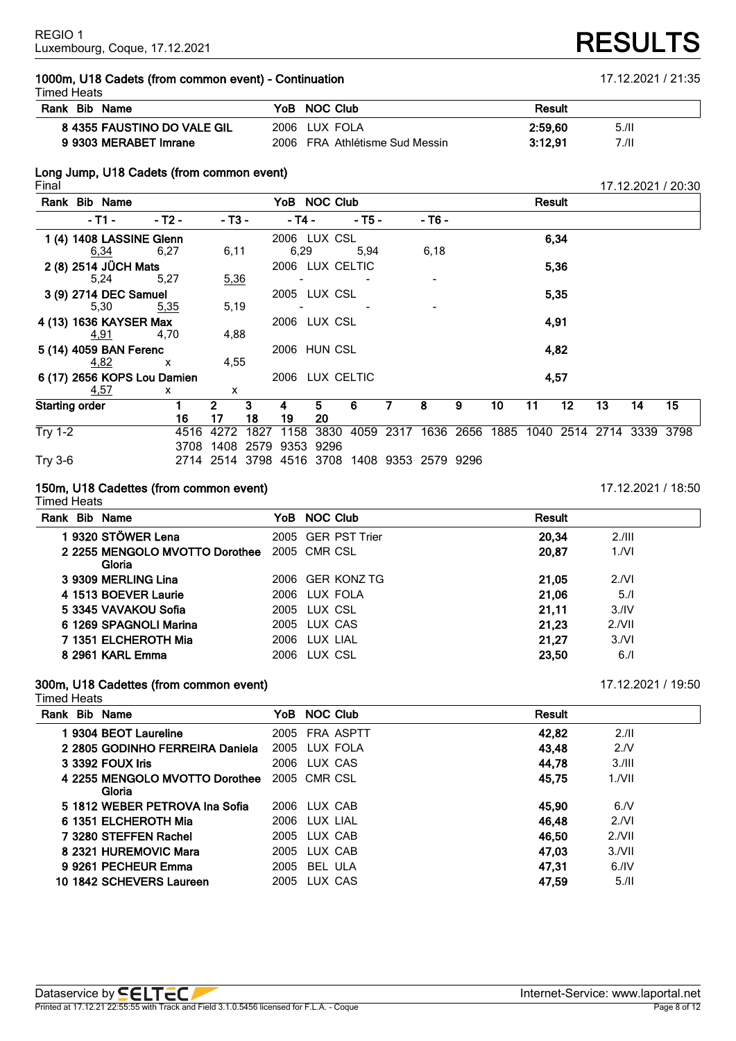REGIO 1
Luxembourg, Coque, 17.12.2021

# RESULTS

## 1000m, U18 Cadets (from common event) - Continuation

17.12.2021 / 21:35

Timed Heats

| Rank | Bib | Name | YoB | NOC | Club | Result | |
|---|---|---|---|---|---|---|---|
| 8 | 4355 | FAUSTINO DO VALE GIL | 2006 | LUX | FOLA | 2:59,60 | 5./II |
| 9 | 9303 | MERABET Imrane | 2006 | FRA | Athlétisme Sud Messin | 3:12,91 | 7./II |

## Long Jump, U18 Cadets (from common event)

Final

17.12.2021 / 20:30

| Rank | Bib | Name | YoB | NOC | Club | - T1 - | - T2 - | - T3 - | - T4 - | - T5 - | - T6 - | Result |
|---|---|---|---|---|---|---|---|---|---|---|---|---|
| 1 (4) | 1408 | LASSINE Glenn | 2006 | LUX | CSL | 6,34 | 6,27 | 6,11 | 6,29 | 5,94 | 6,18 | 6,34 |
| 2 (8) | 2514 | JÜCH Mats | 2006 | LUX | CELTIC | 5,24 | 5,27 | 5,36 | - | - | - | 5,36 |
| 3 (9) | 2714 | DEC Samuel | 2005 | LUX | CSL | 5,30 | 5,35 | 5,19 | - | - | - | 5,35 |
| 4 (13) | 1636 | KAYSER Max | 2006 | LUX | CSL | 4,91 | 4,70 | 4,88 | | | | 4,91 |
| 5 (14) | 4059 | BAN Ferenc | 2006 | HUN | CSL | 4,82 | x | 4,55 | | | | 4,82 |
| 6 (17) | 2656 | KOPS Lou Damien | 2006 | LUX | CELTIC | 4,57 | x | x | | | | 4,57 |

| Starting order | 1 | 2 | 3 | 4 | 5 | 6 | 7 | 8 | 9 | 10 | 11 | 12 | 13 | 14 | 15 |
|---|---|---|---|---|---|---|---|---|---|---|---|---|---|---|---|
| | 16 | 17 | 18 | 19 | 20 | | | | | | | | | | |
| Try 1-2 | 4516 | 4272 | 1827 | 1158 | 3830 | 4059 | 2317 | 1636 | 2656 | 1885 | 1040 | 2514 | 2714 | 3339 | 3798 |
| | 3708 | 1408 | 2579 | 9353 | 9296 | | | | | | | | | | |
| Try 3-6 | 2714 | 2514 | 3798 | 4516 | 3708 | 1408 | 9353 | 2579 | 9296 | | | | | | |

## 150m, U18 Cadettes (from common event)

17.12.2021 / 18:50

Timed Heats

| Rank | Bib | Name | YoB | NOC | Club | Result | |
|---|---|---|---|---|---|---|---|
| 1 | 9320 | STÖWER Lena | 2005 | GER | PST Trier | 20,34 | 2./III |
| 2 | 2255 | MENGOLO MVOTTO Dorothee Gloria | 2005 | CMR | CSL | 20,87 | 1./VI |
| 3 | 9309 | MERLING Lina | 2006 | GER | KONZ TG | 21,05 | 2./VI |
| 4 | 1513 | BOEVER Laurie | 2006 | LUX | FOLA | 21,06 | 5./I |
| 5 | 3345 | VAVAKOU Sofia | 2005 | LUX | CSL | 21,11 | 3./IV |
| 6 | 1269 | SPAGNOLI Marina | 2005 | LUX | CAS | 21,23 | 2./VII |
| 7 | 1351 | ELCHEROTH Mia | 2006 | LUX | LIAL | 21,27 | 3./VI |
| 8 | 2961 | KARL Emma | 2006 | LUX | CSL | 23,50 | 6./I |

## 300m, U18 Cadettes (from common event)

17.12.2021 / 19:50

Timed Heats

| Rank | Bib | Name | YoB | NOC | Club | Result | |
|---|---|---|---|---|---|---|---|
| 1 | 9304 | BEOT Laureline | 2005 | FRA | ASPTT | 42,82 | 2./II |
| 2 | 2805 | GODINHO FERREIRA Daniela | 2005 | LUX | FOLA | 43,48 | 2./V |
| 3 | 3392 | FOUX Iris | 2006 | LUX | CAS | 44,78 | 3./III |
| 4 | 2255 | MENGOLO MVOTTO Dorothee Gloria | 2005 | CMR | CSL | 45,75 | 1./VII |
| 5 | 1812 | WEBER PETROVA Ina Sofia | 2006 | LUX | CAB | 45,90 | 6./V |
| 6 | 1351 | ELCHEROTH Mia | 2006 | LUX | LIAL | 46,48 | 2./VI |
| 7 | 3280 | STEFFEN Rachel | 2005 | LUX | CAB | 46,50 | 2./VII |
| 8 | 2321 | HUREMOVIC Mara | 2005 | LUX | CAB | 47,03 | 3./VII |
| 9 | 9261 | PECHEUR Emma | 2005 | BEL | ULA | 47,31 | 6./IV |
| 10 | 1842 | SCHEVERS Laureen | 2005 | LUX | CAS | 47,59 | 5./II |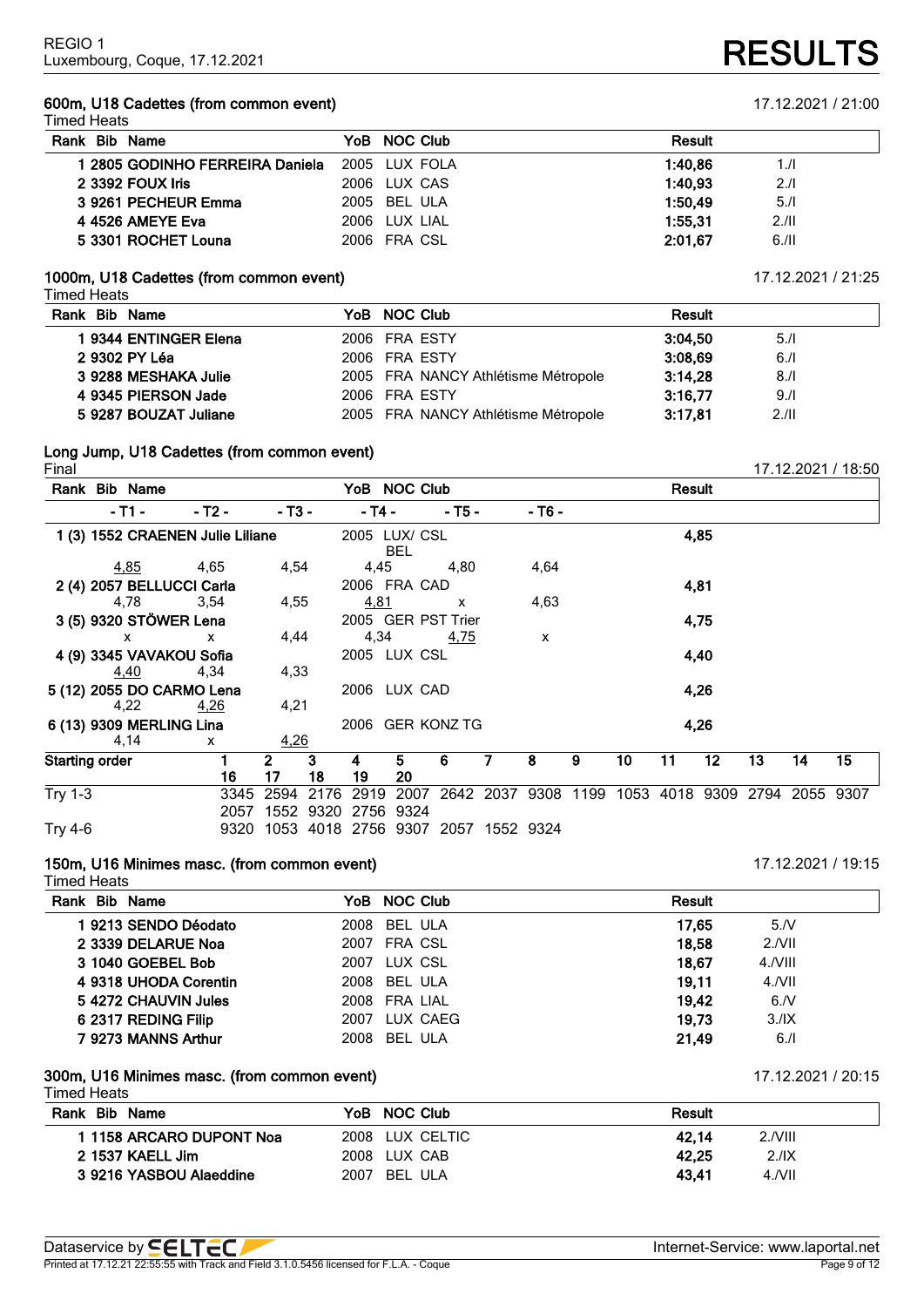REGIO 1
Luxembourg, Coque, 17.12.2021

# RESULTS

## 600m, U18 Cadettes (from common event)

17.12.2021 / 21:00

Timed Heats

| Rank | Bib | Name | YoB | NOC | Club | Result | |
|---|---|---|---|---|---|---|---|
| 1 | 2805 | GODINHO FERREIRA Daniela | 2005 | LUX | FOLA | 1:40,86 | 1./I |
| 2 | 3392 | FOUX Iris | 2006 | LUX | CAS | 1:40,93 | 2./I |
| 3 | 9261 | PECHEUR Emma | 2005 | BEL | ULA | 1:50,49 | 5./I |
| 4 | 4526 | AMEYE Eva | 2006 | LUX | LIAL | 1:55,31 | 2./II |
| 5 | 3301 | ROCHET Louna | 2006 | FRA | CSL | 2:01,67 | 6./II |

## 1000m, U18 Cadettes (from common event)

17.12.2021 / 21:25

Timed Heats

| Rank | Bib | Name | YoB | NOC | Club | Result | |
|---|---|---|---|---|---|---|---|
| 1 | 9344 | ENTINGER Elena | 2006 | FRA | ESTY | 3:04,50 | 5./I |
| 2 | 9302 | PY Léa | 2006 | FRA | ESTY | 3:08,69 | 6./I |
| 3 | 9288 | MESHAKA Julie | 2005 | FRA | NANCY Athlétisme Métropole | 3:14,28 | 8./I |
| 4 | 9345 | PIERSON Jade | 2006 | FRA | ESTY | 3:16,77 | 9./I |
| 5 | 9287 | BOUZAT Juliane | 2005 | FRA | NANCY Athlétisme Métropole | 3:17,81 | 2./II |

## Long Jump, U18 Cadettes (from common event)

17.12.2021 / 18:50

Final

| Rank | Bib | Name | YoB | NOC | Club | Result | - T1 - | - T2 - | - T3 - | - T4 - | - T5 - | - T6 - |
|---|---|---|---|---|---|---|---|---|---|---|---|---|
| 1 (3) | 1552 | CRAENEN Julie Liliane | 2005 | LUX/ BEL | CSL | 4,85 | 4,85 | 4,65 | 4,54 | 4,45 | 4,80 | 4,64 |
| 2 (4) | 2057 | BELLUCCI Carla | 2006 | FRA | CAD | 4,81 | 4,78 | 3,54 | 4,55 | 4,81 | x | 4,63 |
| 3 (5) | 9320 | STÖWER Lena | 2005 | GER | PST Trier | 4,75 | x | x | 4,44 | 4,34 | 4,75 | x |
| 4 (9) | 3345 | VAVAKOU Sofia | 2005 | LUX | CSL | 4,40 | 4,40 | 4,34 | 4,33 | | | |
| 5 (12) | 2055 | DO CARMO Lena | 2006 | LUX | CAD | 4,26 | 4,22 | 4,26 | 4,21 | | | |
| 6 (13) | 9309 | MERLING Lina | 2006 | GER | KONZ TG | 4,26 | 4,14 | x | 4,26 | | | |

| Starting order | 1 / 16 | 2 / 17 | 3 / 18 | 4 / 19 | 5 / 20 | 6 | 7 | 8 | 9 | 10 | 11 | 12 | 13 | 14 | 15 |
|---|---|---|---|---|---|---|---|---|---|---|---|---|---|---|---|
| Try 1-3 | 3345 | 2594 | 2176 | 2919 | 2007 | 2642 | 2037 | 9308 | 1199 | 1053 | 4018 | 9309 | 2794 | 2055 | 9307 |
| | 2057 | 1552 | 9320 | 2756 | 9324 | | | | | | | | | | |
| Try 4-6 | 9320 | 1053 | 4018 | 2756 | 9307 | 2057 | 1552 | 9324 | | | | | | | |

## 150m, U16 Minimes masc. (from common event)

17.12.2021 / 19:15

Timed Heats

| Rank | Bib | Name | YoB | NOC | Club | Result | |
|---|---|---|---|---|---|---|---|
| 1 | 9213 | SENDO Déodato | 2008 | BEL | ULA | 17,65 | 5./V |
| 2 | 3339 | DELARUE Noa | 2007 | FRA | CSL | 18,58 | 2./VII |
| 3 | 1040 | GOEBEL Bob | 2007 | LUX | CSL | 18,67 | 4./VIII |
| 4 | 9318 | UHODA Corentin | 2008 | BEL | ULA | 19,11 | 4./VII |
| 5 | 4272 | CHAUVIN Jules | 2008 | FRA | LIAL | 19,42 | 6./V |
| 6 | 2317 | REDING Filip | 2007 | LUX | CAEG | 19,73 | 3./IX |
| 7 | 9273 | MANNS Arthur | 2008 | BEL | ULA | 21,49 | 6./I |

## 300m, U16 Minimes masc. (from common event)

17.12.2021 / 20:15

Timed Heats

| Rank | Bib | Name | YoB | NOC | Club | Result | |
|---|---|---|---|---|---|---|---|
| 1 | 1158 | ARCARO DUPONT Noa | 2008 | LUX | CELTIC | 42,14 | 2./VIII |
| 2 | 1537 | KAELL Jim | 2008 | LUX | CAB | 42,25 | 2./IX |
| 3 | 9216 | YASBOU Alaeddine | 2007 | BEL | ULA | 43,41 | 4./VII |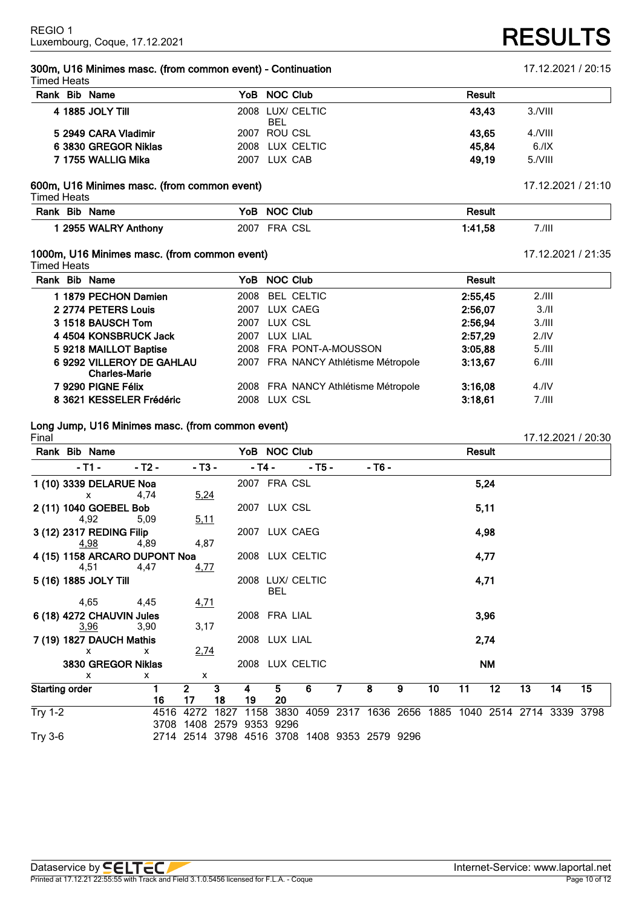REGIO 1
Luxembourg, Coque, 17.12.2021

# RESULTS

## 300m, U16 Minimes masc. (from common event) - Continuation

17.12.2021 / 20:15

Timed Heats

| Rank | Bib | Name | YoB | NOC | Club | Result | |
|---|---|---|---|---|---|---|---|
| 4 | 1885 | JOLY Till | 2008 | LUX/ BEL | CELTIC | 43,43 | 3./VIII |
| 5 | 2949 | CARA Vladimir | 2007 | ROU | CSL | 43,65 | 4./VIII |
| 6 | 3830 | GREGOR Niklas | 2008 | LUX | CELTIC | 45,84 | 6./IX |
| 7 | 1755 | WALLIG Mika | 2007 | LUX | CAB | 49,19 | 5./VIII |

## 600m, U16 Minimes masc. (from common event)

17.12.2021 / 21:10

Timed Heats

| Rank | Bib | Name | YoB | NOC | Club | Result | |
|---|---|---|---|---|---|---|---|
| 1 | 2955 | WALRY Anthony | 2007 | FRA | CSL | 1:41,58 | 7./III |

## 1000m, U16 Minimes masc. (from common event)

17.12.2021 / 21:35

Timed Heats

| Rank | Bib | Name | YoB | NOC | Club | Result | |
|---|---|---|---|---|---|---|---|
| 1 | 1879 | PECHON Damien | 2008 | BEL | CELTIC | 2:55,45 | 2./III |
| 2 | 2774 | PETERS Louis | 2007 | LUX | CAEG | 2:56,07 | 3./II |
| 3 | 1518 | BAUSCH Tom | 2007 | LUX | CSL | 2:56,94 | 3./III |
| 4 | 4504 | KONSBRUCK Jack | 2007 | LUX | LIAL | 2:57,29 | 2./IV |
| 5 | 9218 | MAILLOT Baptise | 2008 | FRA | PONT-A-MOUSSON | 3:05,88 | 5./III |
| 6 | 9292 | VILLEROY DE GAHLAU Charles-Marie | 2007 | FRA | NANCY Athlétisme Métropole | 3:13,67 | 6./III |
| 7 | 9290 | PIGNE Félix | 2008 | FRA | NANCY Athlétisme Métropole | 3:16,08 | 4./IV |
| 8 | 3621 | KESSELER Frédéric | 2008 | LUX | CSL | 3:18,61 | 7./III |

## Long Jump, U16 Minimes masc. (from common event)

17.12.2021 / 20:30

Final

| Rank | Bib | Name | YoB | NOC | Club | - T1 - | - T2 - | - T3 - | - T4 - | - T5 - | - T6 - | Result |
|---|---|---|---|---|---|---|---|---|---|---|---|---|
| 1 (10) | 3339 | DELARUE Noa | 2007 | FRA | CSL | x | 4,74 | 5,24 | | | | 5,24 |
| 2 (11) | 1040 | GOEBEL Bob | 2007 | LUX | CSL | 4,92 | 5,09 | 5,11 | | | | 5,11 |
| 3 (12) | 2317 | REDING Filip | 2007 | LUX | CAEG | 4,98 | 4,89 | 4,87 | | | | 4,98 |
| 4 (15) | 1158 | ARCARO DUPONT Noa | 2008 | LUX | CELTIC | 4,51 | 4,47 | 4,77 | | | | 4,77 |
| 5 (16) | 1885 | JOLY Till | 2008 | LUX/ BEL | CELTIC | 4,65 | 4,45 | 4,71 | | | | 4,71 |
| 6 (18) | 4272 | CHAUVIN Jules | 2008 | FRA | LIAL | 3,96 | 3,90 | 3,17 | | | | 3,96 |
| 7 (19) | 1827 | DAUCH Mathis | 2008 | LUX | LIAL | x | x | 2,74 | | | | 2,74 |
| | 3830 | GREGOR Niklas | 2008 | LUX | CELTIC | x | x | x | | | | NM |

| Starting order | 1 / 16 | 2 / 17 | 3 / 18 | 4 / 19 | 5 / 20 | 6 | 7 | 8 | 9 | 10 | 11 | 12 | 13 | 14 | 15 |
|---|---|---|---|---|---|---|---|---|---|---|---|---|---|---|---|
| Try 1-2 | 4516 / 3708 | 4272 / 1408 | 1827 / 2579 | 1158 / 9353 | 3830 / 9296 | 4059 | 2317 | 1636 | 2656 | 1885 | 1040 | 2514 | 2714 | 3339 | 3798 |
| Try 3-6 | 2714 | 2514 | 3798 | 4516 | 3708 | 1408 | 9353 | 2579 | 9296 | | | | | | |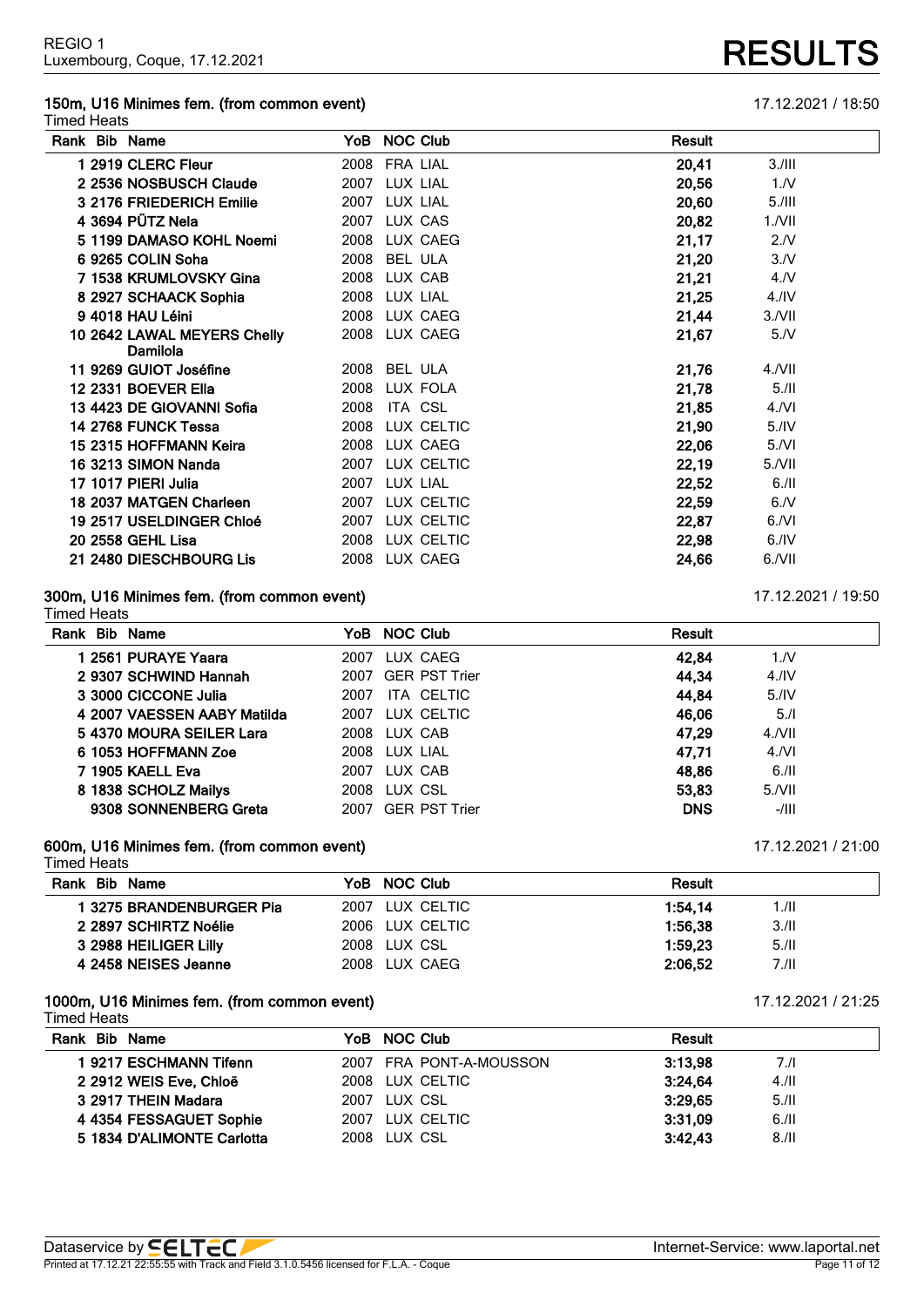REGIO 1
Luxembourg, Coque, 17.12.2021

# RESULTS

## 150m, U16 Minimes fem. (from common event)

17.12.2021 / 18:50

Timed Heats

| Rank | Bib | Name | YoB | NOC | Club | Result | |
|---|---|---|---|---|---|---|---|
| 1 | 2919 | CLERC Fleur | 2008 | FRA | LIAL | 20,41 | 3./III |
| 2 | 2536 | NOSBUSCH Claude | 2007 | LUX | LIAL | 20,56 | 1./V |
| 3 | 2176 | FRIEDERICH Emilie | 2007 | LUX | LIAL | 20,60 | 5./III |
| 4 | 3694 | PÜTZ Nela | 2007 | LUX | CAS | 20,82 | 1./VII |
| 5 | 1199 | DAMASO KOHL Noemi | 2008 | LUX | CAEG | 21,17 | 2./V |
| 6 | 9265 | COLIN Soha | 2008 | BEL | ULA | 21,20 | 3./V |
| 7 | 1538 | KRUMLOVSKY Gina | 2008 | LUX | CAB | 21,21 | 4./V |
| 8 | 2927 | SCHAACK Sophia | 2008 | LUX | LIAL | 21,25 | 4./IV |
| 9 | 4018 | HAU Léini | 2008 | LUX | CAEG | 21,44 | 3./VII |
| 10 | 2642 | LAWAL MEYERS Chelly Damilola | 2008 | LUX | CAEG | 21,67 | 5./V |
| 11 | 9269 | GUIOT Joséfine | 2008 | BEL | ULA | 21,76 | 4./VII |
| 12 | 2331 | BOEVER Ella | 2008 | LUX | FOLA | 21,78 | 5./II |
| 13 | 4423 | DE GIOVANNI Sofia | 2008 | ITA | CSL | 21,85 | 4./VI |
| 14 | 2768 | FUNCK Tessa | 2008 | LUX | CELTIC | 21,90 | 5./IV |
| 15 | 2315 | HOFFMANN Keira | 2008 | LUX | CAEG | 22,06 | 5./VI |
| 16 | 3213 | SIMON Nanda | 2007 | LUX | CELTIC | 22,19 | 5./VII |
| 17 | 1017 | PIERI Julia | 2007 | LUX | LIAL | 22,52 | 6./II |
| 18 | 2037 | MATGEN Charleen | 2007 | LUX | CELTIC | 22,59 | 6./V |
| 19 | 2517 | USELDINGER Chloé | 2007 | LUX | CELTIC | 22,87 | 6./VI |
| 20 | 2558 | GEHL Lisa | 2008 | LUX | CELTIC | 22,98 | 6./IV |
| 21 | 2480 | DIESCHBOURG Lis | 2008 | LUX | CAEG | 24,66 | 6./VII |

## 300m, U16 Minimes fem. (from common event)

17.12.2021 / 19:50

Timed Heats

| Rank | Bib | Name | YoB | NOC | Club | Result | |
|---|---|---|---|---|---|---|---|
| 1 | 2561 | PURAYE Yaara | 2007 | LUX | CAEG | 42,84 | 1./V |
| 2 | 9307 | SCHWIND Hannah | 2007 | GER | PST Trier | 44,34 | 4./IV |
| 3 | 3000 | CICCONE Julia | 2007 | ITA | CELTIC | 44,84 | 5./IV |
| 4 | 2007 | VAESSEN AABY Matilda | 2007 | LUX | CELTIC | 46,06 | 5./I |
| 5 | 4370 | MOURA SEILER Lara | 2008 | LUX | CAB | 47,29 | 4./VII |
| 6 | 1053 | HOFFMANN Zoe | 2008 | LUX | LIAL | 47,71 | 4./VI |
| 7 | 1905 | KAELL Eva | 2007 | LUX | CAB | 48,86 | 6./II |
| 8 | 1838 | SCHOLZ Mailys | 2008 | LUX | CSL | 53,83 | 5./VII |
| | 9308 | SONNENBERG Greta | 2007 | GER | PST Trier | DNS | -/III |

## 600m, U16 Minimes fem. (from common event)

17.12.2021 / 21:00

Timed Heats

| Rank | Bib | Name | YoB | NOC | Club | Result | |
|---|---|---|---|---|---|---|---|
| 1 | 3275 | BRANDENBURGER Pia | 2007 | LUX | CELTIC | 1:54,14 | 1./II |
| 2 | 2897 | SCHIRTZ Noélie | 2006 | LUX | CELTIC | 1:56,38 | 3./II |
| 3 | 2988 | HEILIGER Lilly | 2008 | LUX | CSL | 1:59,23 | 5./II |
| 4 | 2458 | NEISES Jeanne | 2008 | LUX | CAEG | 2:06,52 | 7./II |

## 1000m, U16 Minimes fem. (from common event)

17.12.2021 / 21:25

Timed Heats

| Rank | Bib | Name | YoB | NOC | Club | Result | |
|---|---|---|---|---|---|---|---|
| 1 | 9217 | ESCHMANN Tifenn | 2007 | FRA | PONT-A-MOUSSON | 3:13,98 | 7./I |
| 2 | 2912 | WEIS Eve, Chloë | 2008 | LUX | CELTIC | 3:24,64 | 4./II |
| 3 | 2917 | THEIN Madara | 2007 | LUX | CSL | 3:29,65 | 5./II |
| 4 | 4354 | FESSAGUET Sophie | 2007 | LUX | CELTIC | 3:31,09 | 6./II |
| 5 | 1834 | D'ALIMONTE Carlotta | 2008 | LUX | CSL | 3:42,43 | 8./II |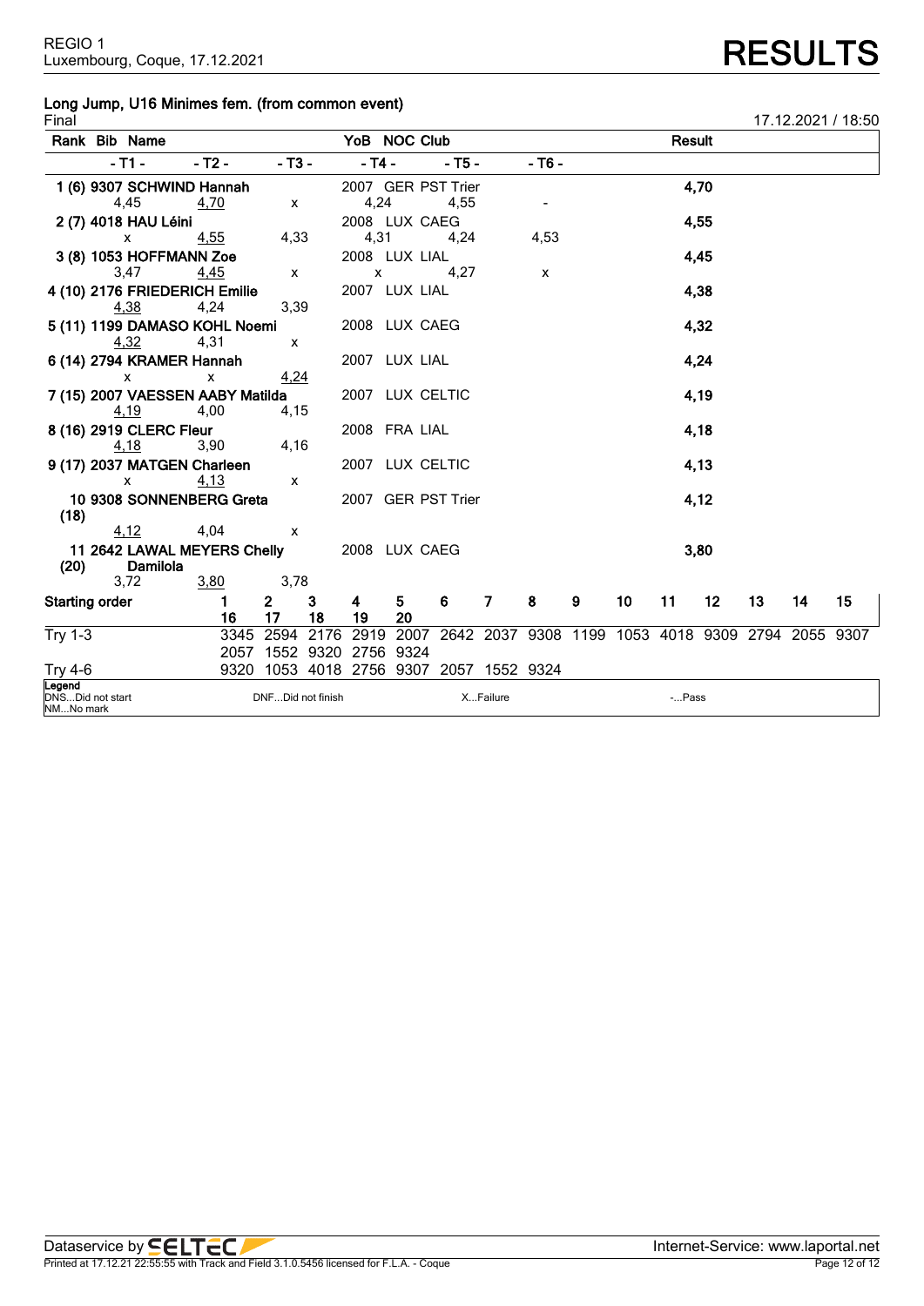REGIO 1
Luxembourg, Coque, 17.12.2021

# RESULTS

### Long Jump, U16 Minimes fem. (from common event)

Final — 17.12.2021 / 18:50

| Rank | Bib | Name | YoB | NOC | Club | - T1 - | - T2 - | - T3 - | - T4 - | - T5 - | - T6 - | Result |
|---|---|---|---|---|---|---|---|---|---|---|---|---|
| 1 (6) | 9307 | SCHWIND Hannah | 2007 | GER | PST Trier | 4,45 | 4,70 | x | 4,24 | 4,55 | - | 4,70 |
| 2 (7) | 4018 | HAU Léini | 2008 | LUX | CAEG | x | 4,55 | 4,33 | 4,31 | 4,24 | 4,53 | 4,55 |
| 3 (8) | 1053 | HOFFMANN Zoe | 2008 | LUX | LIAL | 3,47 | 4,45 | x | x | 4,27 | x | 4,45 |
| 4 (10) | 2176 | FRIEDERICH Emilie | 2007 | LUX | LIAL | 4,38 | 4,24 | 3,39 | | | | 4,38 |
| 5 (11) | 1199 | DAMASO KOHL Noemi | 2008 | LUX | CAEG | 4,32 | 4,31 | x | | | | 4,32 |
| 6 (14) | 2794 | KRAMER Hannah | 2007 | LUX | LIAL | x | x | 4,24 | | | | 4,24 |
| 7 (15) | 2007 | VAESSEN AABY Matilda | 2007 | LUX | CELTIC | 4,19 | 4,00 | 4,15 | | | | 4,19 |
| 8 (16) | 2919 | CLERC Fleur | 2008 | FRA | LIAL | 4,18 | 3,90 | 4,16 | | | | 4,18 |
| 9 (17) | 2037 | MATGEN Charleen | 2007 | LUX | CELTIC | x | 4,13 | x | | | | 4,13 |
| 10 (18) | 9308 | SONNENBERG Greta | 2007 | GER | PST Trier | 4,12 | 4,04 | x | | | | 4,12 |
| 11 (20) | 2642 | LAWAL MEYERS Chelly Damilola | 2008 | LUX | CAEG | 3,72 | 3,80 | 3,78 | | | | 3,80 |

| Starting order | 1 | 2 | 3 | 4 | 5 | 6 | 7 | 8 | 9 | 10 | 11 | 12 | 13 | 14 | 15 |
|---|---|---|---|---|---|---|---|---|---|---|---|---|---|---|---|
| | 16 | 17 | 18 | 19 | 20 | | | | | | | | | | |
| Try 1-3 | 3345 | 2594 | 2176 | 2919 | 2007 | 2642 | 2037 | 9308 | 1199 | 1053 | 4018 | 9309 | 2794 | 2055 | 9307 |
| | 2057 | 1552 | 9320 | 2756 | 9324 | | | | | | | | | | |
| Try 4-6 | 9320 | 1053 | 4018 | 2756 | 9307 | 2057 | 1552 | 9324 | | | | | | | |

**Legend**
DNS...Did not start
NM...No mark
DNF...Did not finish
X...Failure
-...Pass